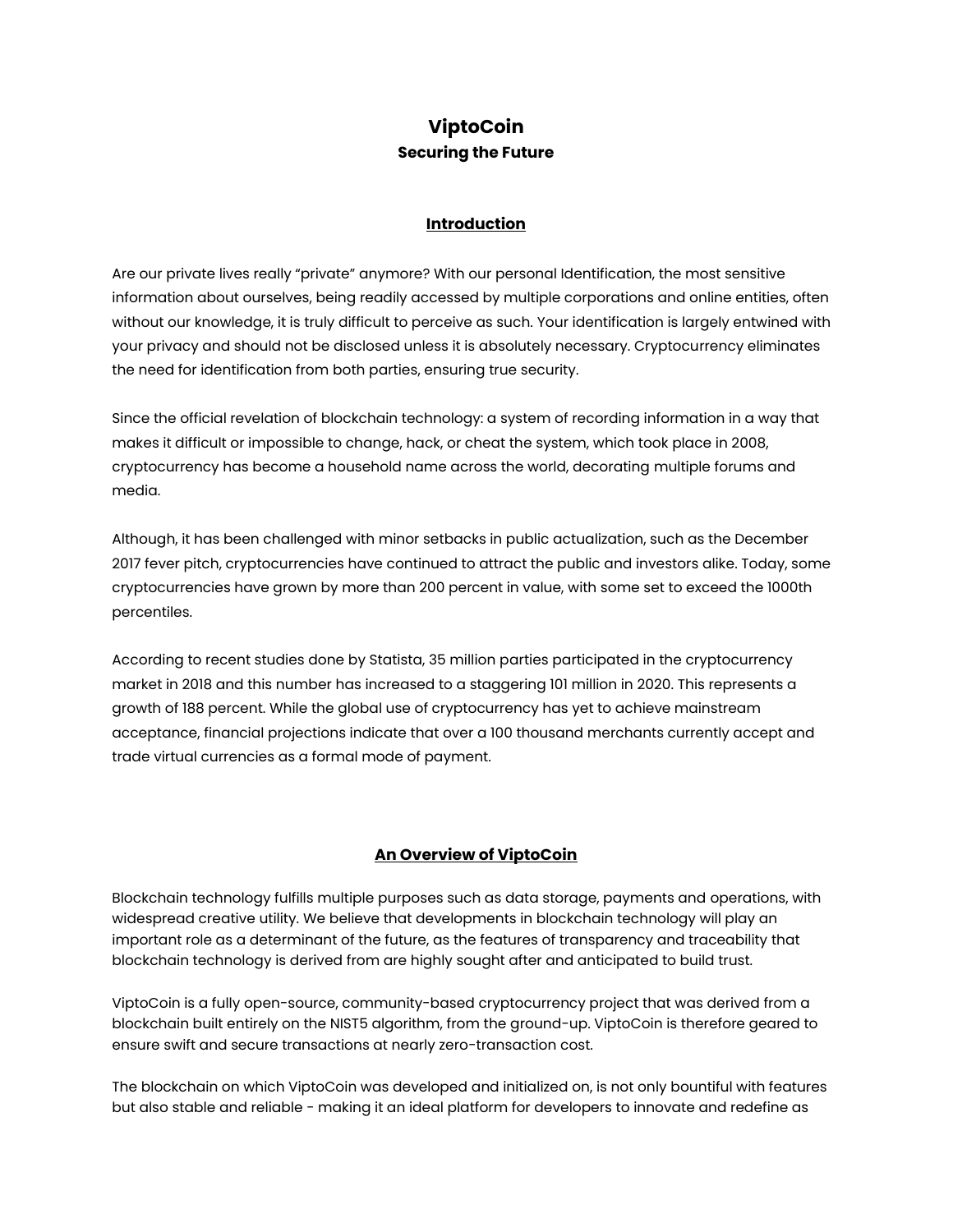# ViptoCoin

**Securing the Future**

## Introduction

Are our private lives really "private" anymore? With our personal Identification, the most sensitive information about ourselves, being readily accessed by multiple corporations and online entities, often without our knowledge, it is truly difficult to perceive as such. Your identification is largely entwined with your privacy and should not be disclosed unless it is absolutely necessary. Cryptocurrency eliminates the need for identification from both parties, ensuring true security.

Since the official revelation of blockchain technology: a system of recording information in a way that makes it difficult or impossible to change, hack, or cheat the system, which took place in 2008, cryptocurrency has become a household name across the world, decorating multiple forums and media.

Although, it has been challenged with minor setbacks in public actualization, such as the December 2017 fever pitch, cryptocurrencies have continued to attract the public and investors alike. Today, some cryptocurrencies have grown by more than 200 percent in value, with some set to exceed the 1000th percentiles.

According to recent studies done by Statista, 35 million parties participated in the cryptocurrency market in 2018 and this number has increased to a staggering 101 million in 2020. This represents a growth of 188 percent. While the global use of cryptocurrency has yet to achieve mainstream acceptance, financial projections indicate that over a 100 thousand merchants currently accept and trade virtual currencies as a formal mode of payment.

## An Overview of ViptoCoin

Blockchain technology fulfills multiple purposes such as data storage, payments and operations, with widespread creative utility. We believe that developments in blockchain technology will play an important role as a determinant of the future, as the features of transparency and traceability that blockchain technology is derived from are highly sought after and anticipated to build trust.

ViptoCoin is a fully open-source, community-based cryptocurrency project that was derived from a blockchain built entirely on the NIST5 algorithm, from the ground-up. ViptoCoin is therefore geared to ensure swift and secure transactions at nearly zero-transaction cost.

The blockchain on which ViptoCoin was developed and initialized on, is not only bountiful with features but also stable and reliable - making it an ideal platform for developers to innovate and redefine as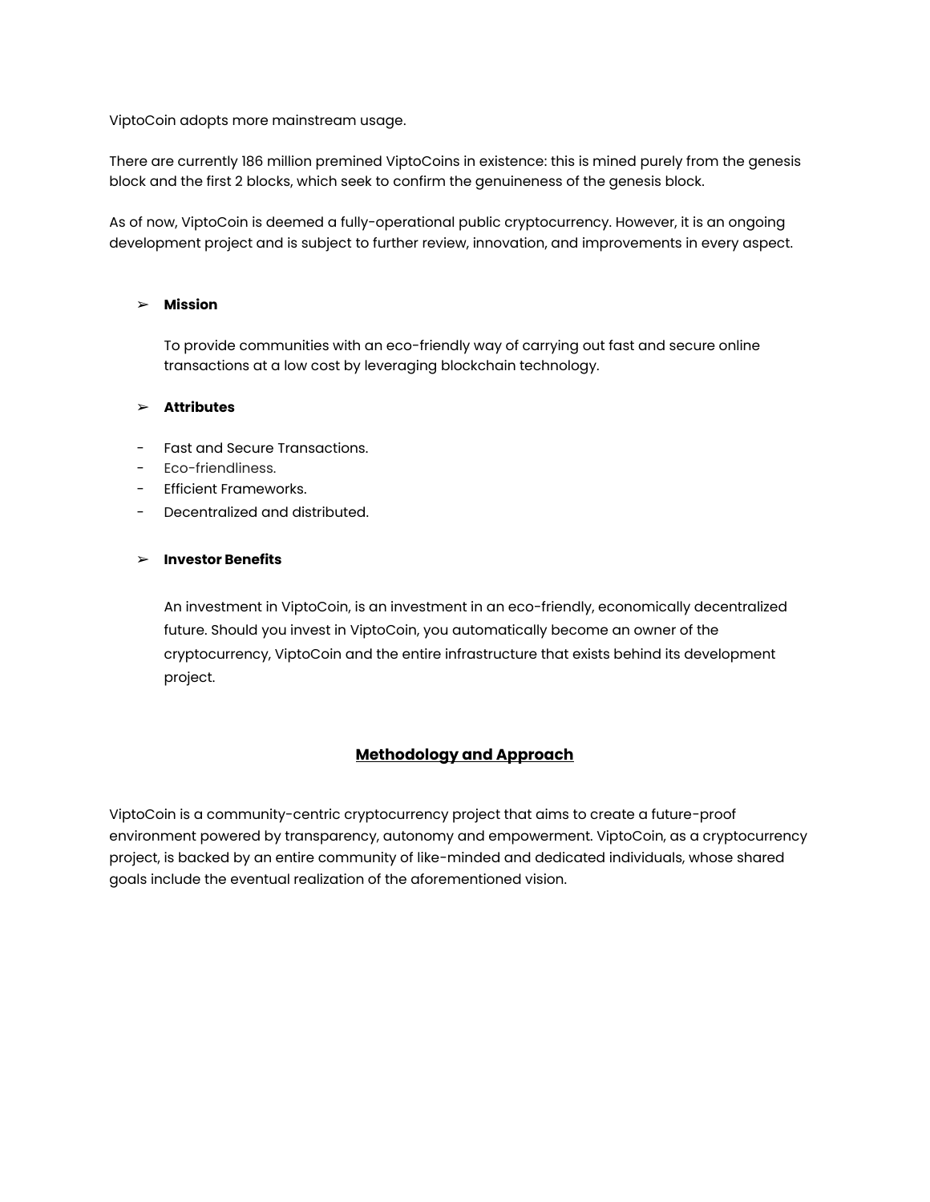ViptoCoin adopts more mainstream usage.

There are currently 186 million premined ViptoCoins in existence: this is mined purely from the genesis block and the first 2 blocks, which seek to confirm the genuineness of the genesis block.

As of now, ViptoCoin is deemed a fully-operational public cryptocurrency. However, it is an ongoing development project and is subject to further review, innovation, and improvements in every aspect.

- **Mission**

  To provide communities with an eco-friendly way of carrying out fast and secure online transactions at a low cost by leveraging blockchain technology.

- **Attributes**

- Fast and Secure Transactions.
- Eco-friendliness.
- Efficient Frameworks.
- Decentralized and distributed.

- **Investor Benefits**

  An investment in ViptoCoin, is an investment in an eco-friendly, economically decentralized future. Should you invest in ViptoCoin, you automatically become an owner of the cryptocurrency, ViptoCoin and the entire infrastructure that exists behind its development project.

## Methodology and Approach

ViptoCoin is a community-centric cryptocurrency project that aims to create a future-proof environment powered by transparency, autonomy and empowerment. ViptoCoin, as a cryptocurrency project, is backed by an entire community of like-minded and dedicated individuals, whose shared goals include the eventual realization of the aforementioned vision.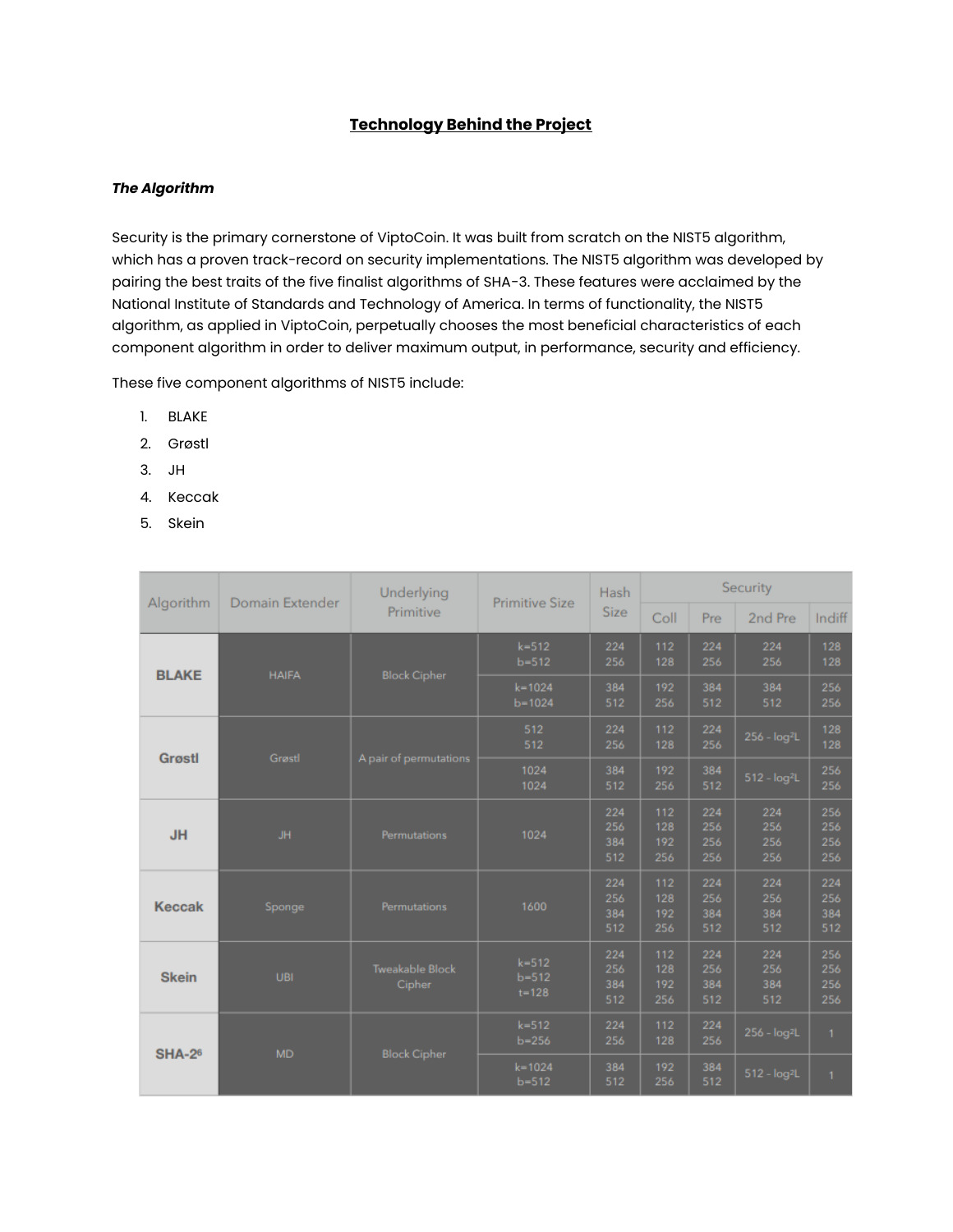## Technology Behind the Project

***The Algorithm***

Security is the primary cornerstone of ViptoCoin. It was built from scratch on the NIST5 algorithm, which has a proven track-record on security implementations. The NIST5 algorithm was developed by pairing the best traits of the five finalist algorithms of SHA-3. These features were acclaimed by the National Institute of Standards and Technology of America. In terms of functionality, the NIST5 algorithm, as applied in ViptoCoin, perpetually chooses the most beneficial characteristics of each component algorithm in order to deliver maximum output, in performance, security and efficiency.

These five component algorithms of NIST5 include:

1. BLAKE
2. Grøstl
3. JH
4. Keccak
5. Skein

| Algorithm | Domain Extender | Underlying Primitive | Primitive Size | Hash Size | Security | | | |
|---|---|---|---|---|---|---|---|---|
| | | | | | Coll | Pre | 2nd Pre | Indiff |
| **BLAKE** | HAIFA | Block Cipher | k=512 b=512 | 224 256 | 112 128 | 224 256 | 224 256 | 128 128 |
| | | | k=1024 b=1024 | 384 512 | 192 256 | 384 512 | 384 512 | 256 256 |
| **Grøstl** | Grøstl | A pair of permutations | 512 512 | 224 256 | 112 128 | 224 256 | $256 - \log^2 L$ | 128 128 |
| | | | 1024 1024 | 384 512 | 192 256 | 384 512 | $512 - \log^2 L$ | 256 256 |
| **JH** | JH | Permutations | 1024 | 224 256 384 512 | 112 128 192 256 | 224 256 256 256 | 224 256 256 256 | 256 256 256 256 |
| **Keccak** | Sponge | Permutations | 1600 | 224 256 384 512 | 112 128 192 256 | 224 256 384 512 | 224 256 384 512 | 224 256 384 512 |
| **Skein** | UBI | Tweakable Block Cipher | k=512 b=512 t=128 | 224 256 384 512 | 112 128 192 256 | 224 256 384 512 | 224 256 384 512 | 256 256 256 256 |
| **SHA-2[6]** | MD | Block Cipher | k=512 b=256 | 224 256 | 112 128 | 224 256 | $256 - \log^2 L$ | 1 |
| | | | k=1024 b=512 | 384 512 | 192 256 | 384 512 | $512 - \log^2 L$ | 1 |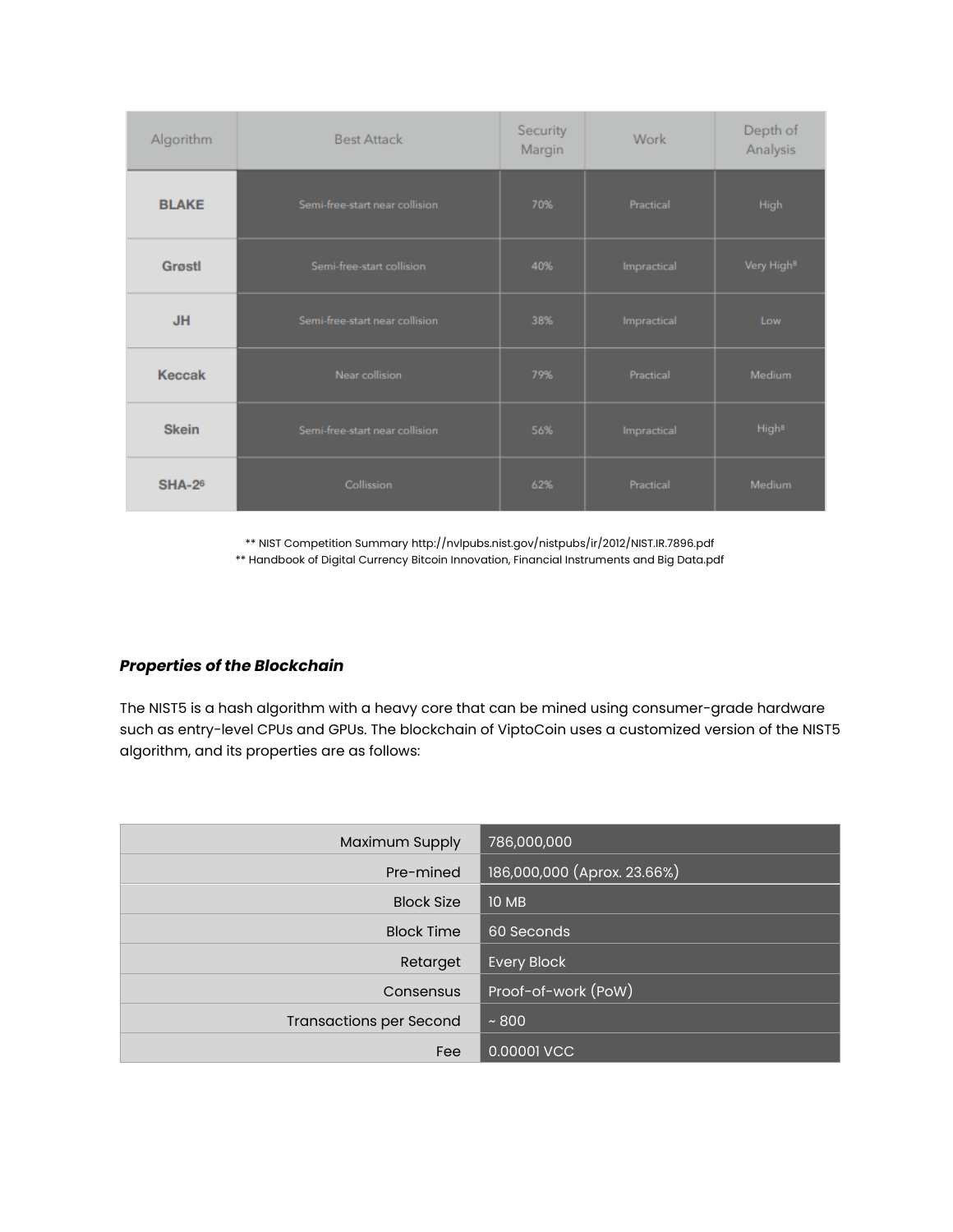| Algorithm | Best Attack | Security Margin | Work | Depth of Analysis |
| --- | --- | --- | --- | --- |
| **BLAKE** | Semi-free-start near collision | 70% | Practical | High |
| **Grøstl** | Semi-free-start collision | 40% | Impractical | Very High[8] |
| **JH** | Semi-free-start near collision | 38% | Impractical | Low |
| **Keccak** | Near collision | 79% | Practical | Medium |
| **Skein** | Semi-free-start near collision | 56% | Impractical | High[8] |
| **SHA-2[6]** | Collission | 62% | Practical | Medium |

** NIST Competition Summary http://nvlpubs.nist.gov/nistpubs/ir/2012/NIST.IR.7896.pdf
** Handbook of Digital Currency Bitcoin Innovation, Financial Instruments and Big Data.pdf

### ***Properties of the Blockchain***

The NIST5 is a hash algorithm with a heavy core that can be mined using consumer-grade hardware such as entry-level CPUs and GPUs. The blockchain of ViptoCoin uses a customized version of the NIST5 algorithm, and its properties are as follows:

| | |
| --- | --- |
| Maximum Supply | 786,000,000 |
| Pre-mined | 186,000,000 (Aprox. 23.66%) |
| Block Size | 10 MB |
| Block Time | 60 Seconds |
| Retarget | Every Block |
| Consensus | Proof-of-work (PoW) |
| Transactions per Second | ~ 800 |
| Fee | 0.00001 VCC |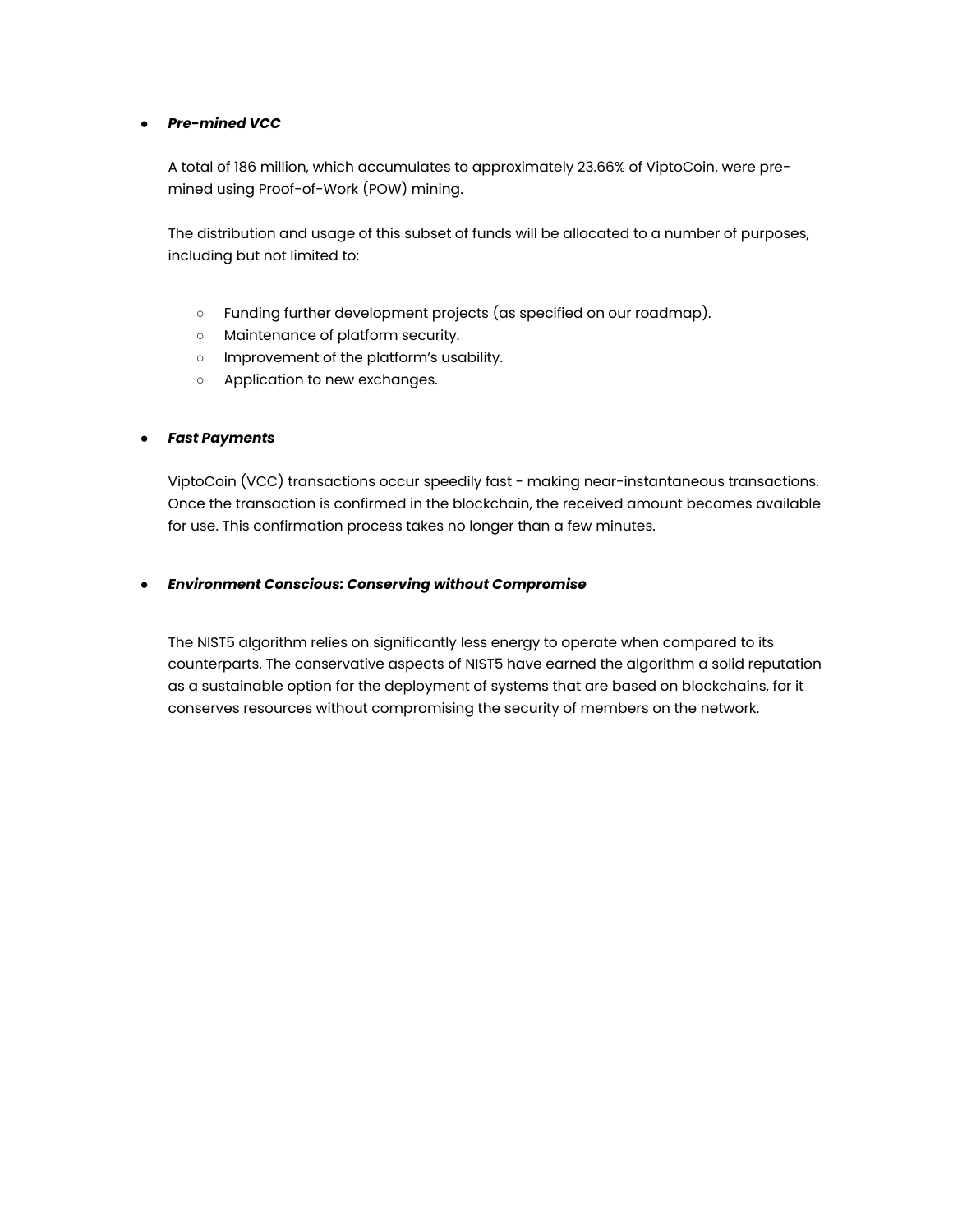- ***Pre-mined VCC***

  A total of 186 million, which accumulates to approximately 23.66% of ViptoCoin, were pre-mined using Proof-of-Work (POW) mining.

  The distribution and usage of this subset of funds will be allocated to a number of purposes, including but not limited to:

  - Funding further development projects (as specified on our roadmap).
  - Maintenance of platform security.
  - Improvement of the platform's usability.
  - Application to new exchanges.

- ***Fast Payments***

  ViptoCoin (VCC) transactions occur speedily fast - making near-instantaneous transactions. Once the transaction is confirmed in the blockchain, the received amount becomes available for use. This confirmation process takes no longer than a few minutes.

- ***Environment Conscious: Conserving without Compromise***

  The NIST5 algorithm relies on significantly less energy to operate when compared to its counterparts. The conservative aspects of NIST5 have earned the algorithm a solid reputation as a sustainable option for the deployment of systems that are based on blockchains, for it conserves resources without compromising the security of members on the network.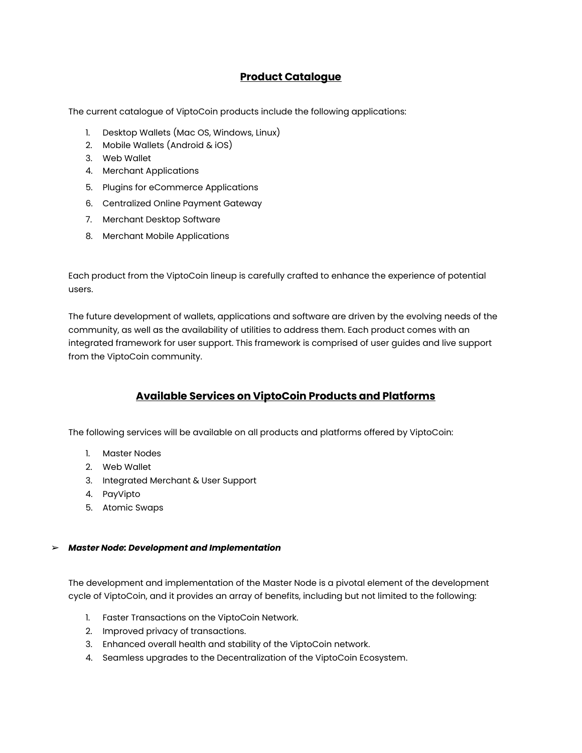## Product Catalogue

The current catalogue of ViptoCoin products include the following applications:

1. Desktop Wallets (Mac OS, Windows, Linux)
2. Mobile Wallets (Android & iOS)
3. Web Wallet
4. Merchant Applications
5. Plugins for eCommerce Applications
6. Centralized Online Payment Gateway
7. Merchant Desktop Software
8. Merchant Mobile Applications

Each product from the ViptoCoin lineup is carefully crafted to enhance the experience of potential users.

The future development of wallets, applications and software are driven by the evolving needs of the community, as well as the availability of utilities to address them. Each product comes with an integrated framework for user support. This framework is comprised of user guides and live support from the ViptoCoin community.

## Available Services on ViptoCoin Products and Platforms

The following services will be available on all products and platforms offered by ViptoCoin:

1. Master Nodes
2. Web Wallet
3. Integrated Merchant & User Support
4. PayVipto
5. Atomic Swaps

➢ ***Master Node: Development and Implementation***

The development and implementation of the Master Node is a pivotal element of the development cycle of ViptoCoin, and it provides an array of benefits, including but not limited to the following:

1. Faster Transactions on the ViptoCoin Network.
2. Improved privacy of transactions.
3. Enhanced overall health and stability of the ViptoCoin network.
4. Seamless upgrades to the Decentralization of the ViptoCoin Ecosystem.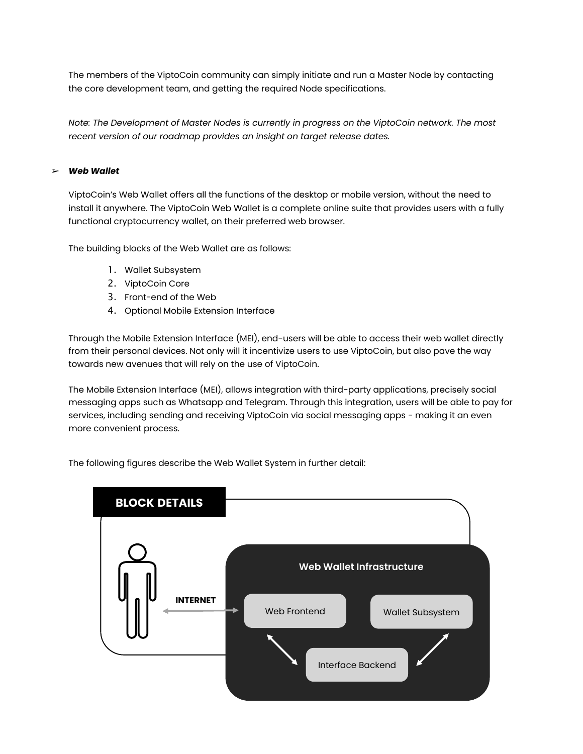The members of the ViptoCoin community can simply initiate and run a Master Node by contacting the core development team, and getting the required Node specifications.

*Note: The Development of Master Nodes is currently in progress on the ViptoCoin network. The most recent version of our roadmap provides an insight on target release dates.*

➢ ***Web Wallet***

ViptoCoin's Web Wallet offers all the functions of the desktop or mobile version, without the need to install it anywhere. The ViptoCoin Web Wallet is a complete online suite that provides users with a fully functional cryptocurrency wallet, on their preferred web browser.

The building blocks of the Web Wallet are as follows:

1. Wallet Subsystem
2. ViptoCoin Core
3. Front-end of the Web
4. Optional Mobile Extension Interface

Through the Mobile Extension Interface (MEI), end-users will be able to access their web wallet directly from their personal devices. Not only will it incentivize users to use ViptoCoin, but also pave the way towards new avenues that will rely on the use of ViptoCoin.

The Mobile Extension Interface (MEI), allows integration with third-party applications, precisely social messaging apps such as Whatsapp and Telegram. Through this integration, users will be able to pay for services, including sending and receiving ViptoCoin via social messaging apps - making it an even more convenient process.

The following figures describe the Web Wallet System in further detail:

**BLOCK DETAILS**

INTERNET

Web Wallet Infrastructure

Web Frontend

Wallet Subsystem

Interface Backend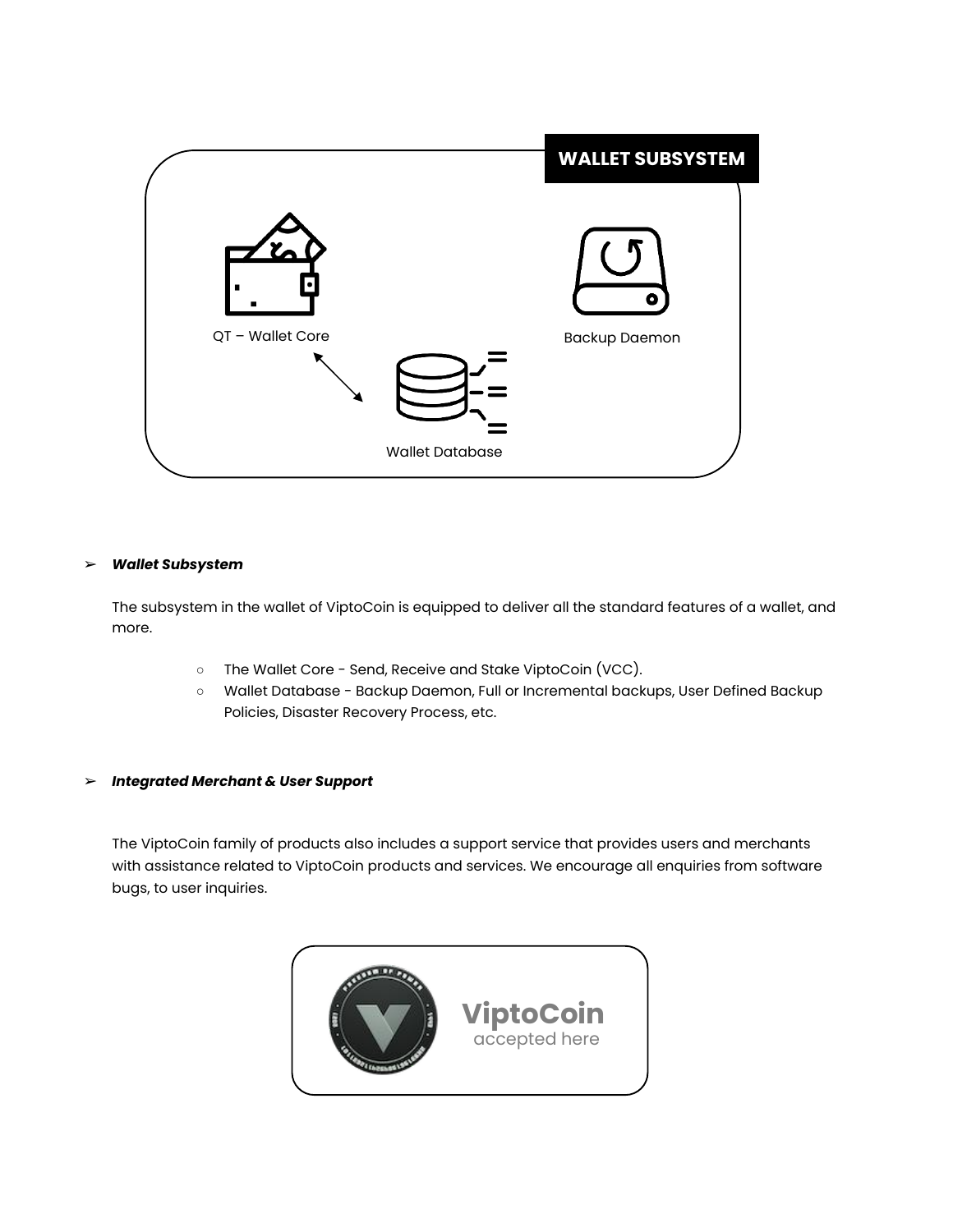WALLET SUBSYSTEM

QT – Wallet Core

Backup Daemon

Wallet Database

- ***Wallet Subsystem***

  The subsystem in the wallet of ViptoCoin is equipped to deliver all the standard features of a wallet, and more.

  - The Wallet Core - Send, Receive and Stake ViptoCoin (VCC).
  - Wallet Database - Backup Daemon, Full or Incremental backups, User Defined Backup Policies, Disaster Recovery Process, etc.

- ***Integrated Merchant & User Support***

  The ViptoCoin family of products also includes a support service that provides users and merchants with assistance related to ViptoCoin products and services. We encourage all enquiries from software bugs, to user inquiries.

**ViptoCoin**
accepted here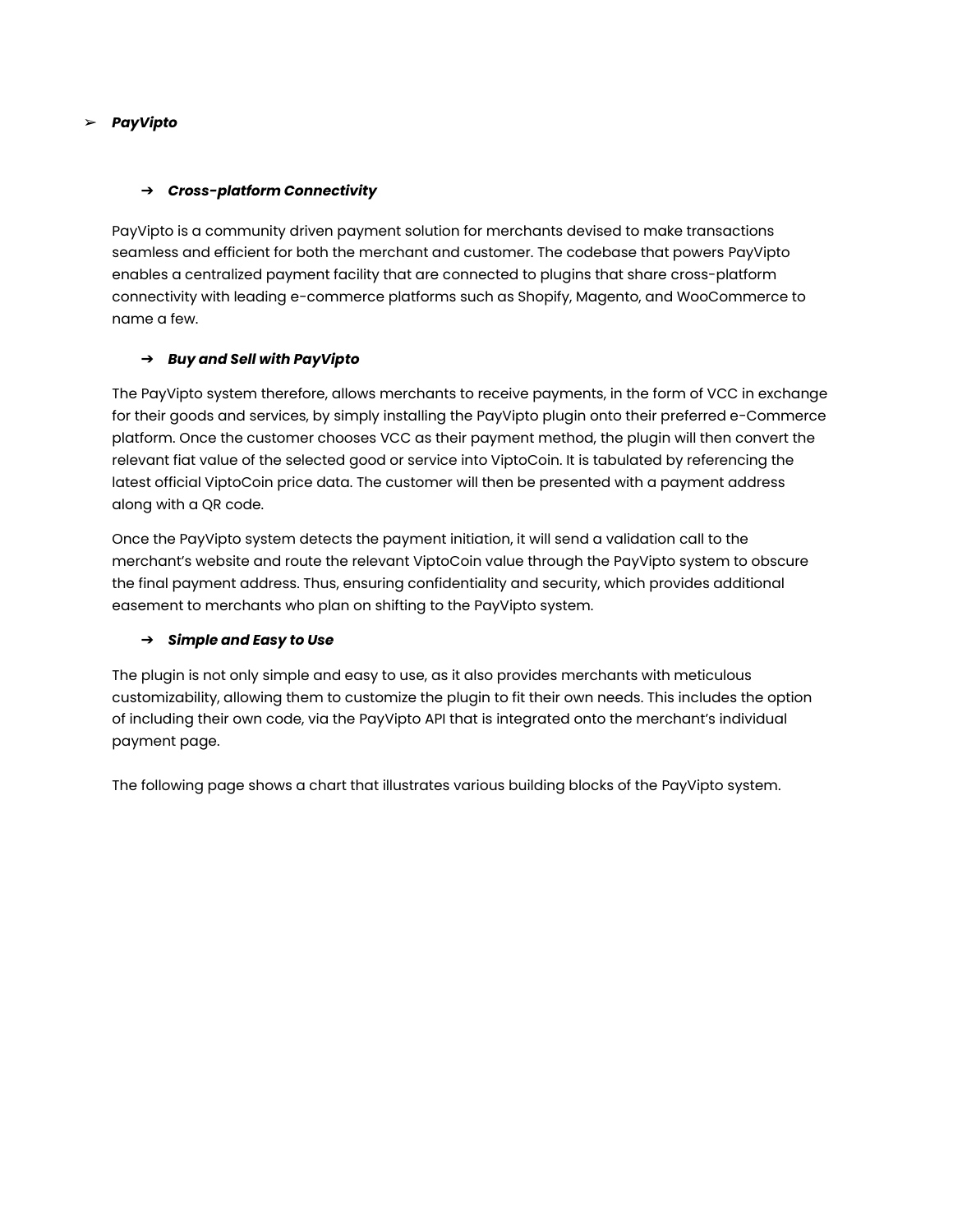- ***PayVipto***

  - ***Cross-platform Connectivity***

PayVipto is a community driven payment solution for merchants devised to make transactions seamless and efficient for both the merchant and customer. The codebase that powers PayVipto enables a centralized payment facility that are connected to plugins that share cross-platform connectivity with leading e-commerce platforms such as Shopify, Magento, and WooCommerce to name a few.

  - ***Buy and Sell with PayVipto***

The PayVipto system therefore, allows merchants to receive payments, in the form of VCC in exchange for their goods and services, by simply installing the PayVipto plugin onto their preferred e-Commerce platform. Once the customer chooses VCC as their payment method, the plugin will then convert the relevant fiat value of the selected good or service into ViptoCoin. It is tabulated by referencing the latest official ViptoCoin price data. The customer will then be presented with a payment address along with a QR code.

Once the PayVipto system detects the payment initiation, it will send a validation call to the merchant's website and route the relevant ViptoCoin value through the PayVipto system to obscure the final payment address. Thus, ensuring confidentiality and security, which provides additional easement to merchants who plan on shifting to the PayVipto system.

  - ***Simple and Easy to Use***

The plugin is not only simple and easy to use, as it also provides merchants with meticulous customizability, allowing them to customize the plugin to fit their own needs. This includes the option of including their own code, via the PayVipto API that is integrated onto the merchant's individual payment page.

The following page shows a chart that illustrates various building blocks of the PayVipto system.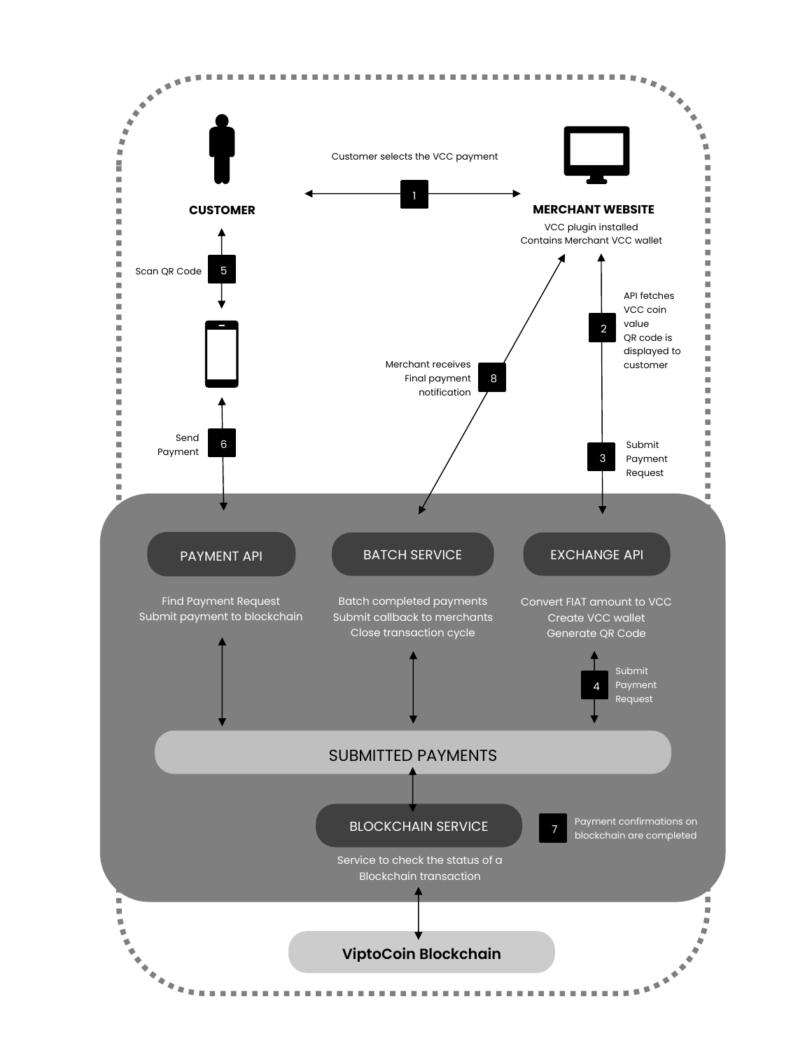**CUSTOMER**

**MERCHANT WEBSITE**

VCC plugin installed
Contains Merchant VCC wallet

1. Customer selects the VCC payment
2. API fetches VCC coin value
   QR code is displayed to customer
3. Submit Payment Request
4. Submit Payment Request
5. Scan QR Code
6. Send Payment
7. Payment confirmations on blockchain are completed
8. Merchant receives Final payment notification

**PAYMENT API**

Find Payment Request
Submit payment to blockchain

**BATCH SERVICE**

Batch completed payments
Submit callback to merchants
Close transaction cycle

**EXCHANGE API**

Convert FIAT amount to VCC
Create VCC wallet
Generate QR Code

**SUBMITTED PAYMENTS**

**BLOCKCHAIN SERVICE**

Service to check the status of a Blockchain transaction

**ViptoCoin Blockchain**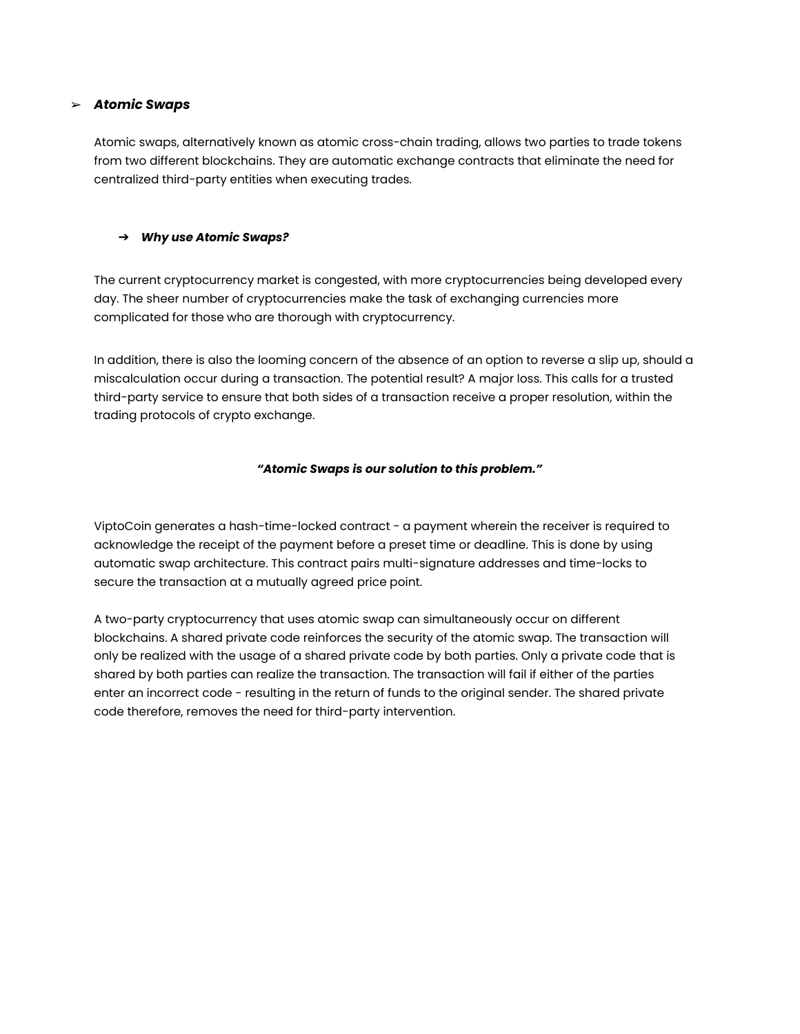## ➢ ***Atomic Swaps***

Atomic swaps, alternatively known as atomic cross-chain trading, allows two parties to trade tokens from two different blockchains. They are automatic exchange contracts that eliminate the need for centralized third-party entities when executing trades.

### ➔ ***Why use Atomic Swaps?***

The current cryptocurrency market is congested, with more cryptocurrencies being developed every day. The sheer number of cryptocurrencies make the task of exchanging currencies more complicated for those who are thorough with cryptocurrency.

In addition, there is also the looming concern of the absence of an option to reverse a slip up, should a miscalculation occur during a transaction. The potential result? A major loss. This calls for a trusted third-party service to ensure that both sides of a transaction receive a proper resolution, within the trading protocols of crypto exchange.

***"Atomic Swaps is our solution to this problem."***

ViptoCoin generates a hash-time-locked contract - a payment wherein the receiver is required to acknowledge the receipt of the payment before a preset time or deadline. This is done by using automatic swap architecture. This contract pairs multi-signature addresses and time-locks to secure the transaction at a mutually agreed price point.

A two-party cryptocurrency that uses atomic swap can simultaneously occur on different blockchains. A shared private code reinforces the security of the atomic swap. The transaction will only be realized with the usage of a shared private code by both parties. Only a private code that is shared by both parties can realize the transaction. The transaction will fail if either of the parties enter an incorrect code - resulting in the return of funds to the original sender. The shared private code therefore, removes the need for third-party intervention.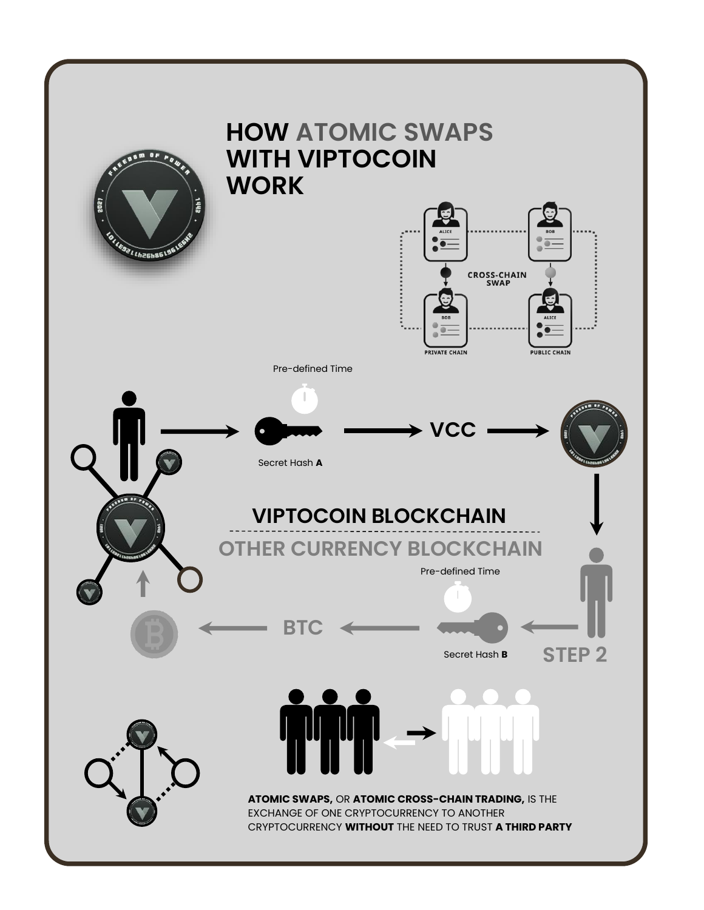# HOW ATOMIC SWAPS WITH VIPTOCOIN WORK

ALICE

BOB

CROSS-CHAIN SWAP

BOB

ALICE

PRIVATE CHAIN

PUBLIC CHAIN

Pre-defined Time

Secret Hash **A**

VCC

**VIPTOCOIN BLOCKCHAIN**

**OTHER CURRENCY BLOCKCHAIN**

Pre-defined Time

BTC

Secret Hash **B**

STEP 2

**ATOMIC SWAPS,** OR **ATOMIC CROSS-CHAIN TRADING,** IS THE EXCHANGE OF ONE CRYPTOCURRENCY TO ANOTHER CRYPTOCURRENCY **WITHOUT** THE NEED TO TRUST **A THIRD PARTY**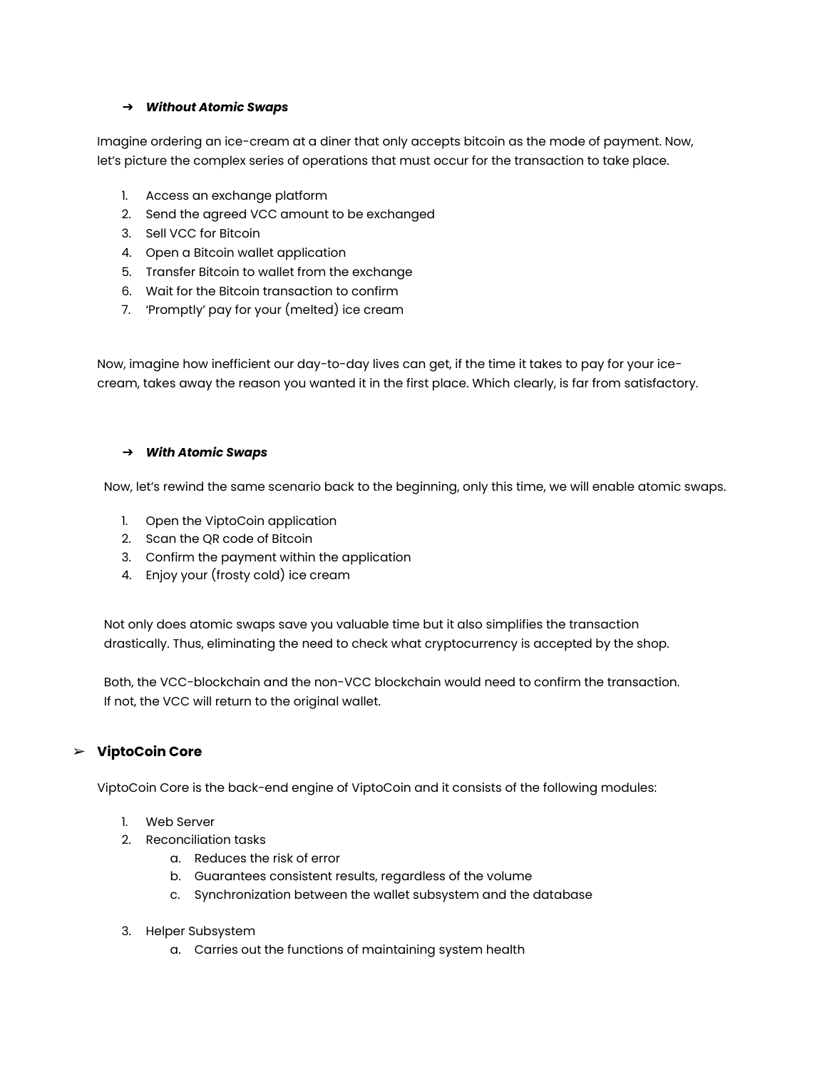### ➔ ***Without Atomic Swaps***

Imagine ordering an ice-cream at a diner that only accepts bitcoin as the mode of payment. Now, let's picture the complex series of operations that must occur for the transaction to take place.

1. Access an exchange platform
2. Send the agreed VCC amount to be exchanged
3. Sell VCC for Bitcoin
4. Open a Bitcoin wallet application
5. Transfer Bitcoin to wallet from the exchange
6. Wait for the Bitcoin transaction to confirm
7. 'Promptly' pay for your (melted) ice cream

Now, imagine how inefficient our day-to-day lives can get, if the time it takes to pay for your ice-cream, takes away the reason you wanted it in the first place. Which clearly, is far from satisfactory.

### ➔ ***With Atomic Swaps***

Now, let's rewind the same scenario back to the beginning, only this time, we will enable atomic swaps.

1. Open the ViptoCoin application
2. Scan the QR code of Bitcoin
3. Confirm the payment within the application
4. Enjoy your (frosty cold) ice cream

Not only does atomic swaps save you valuable time but it also simplifies the transaction drastically. Thus, eliminating the need to check what cryptocurrency is accepted by the shop.

Both, the VCC-blockchain and the non-VCC blockchain would need to confirm the transaction. If not, the VCC will return to the original wallet.

## ➢ **ViptoCoin Core**

ViptoCoin Core is the back-end engine of ViptoCoin and it consists of the following modules:

1. Web Server
2. Reconciliation tasks
   a. Reduces the risk of error
   b. Guarantees consistent results, regardless of the volume
   c. Synchronization between the wallet subsystem and the database
3. Helper Subsystem
   a. Carries out the functions of maintaining system health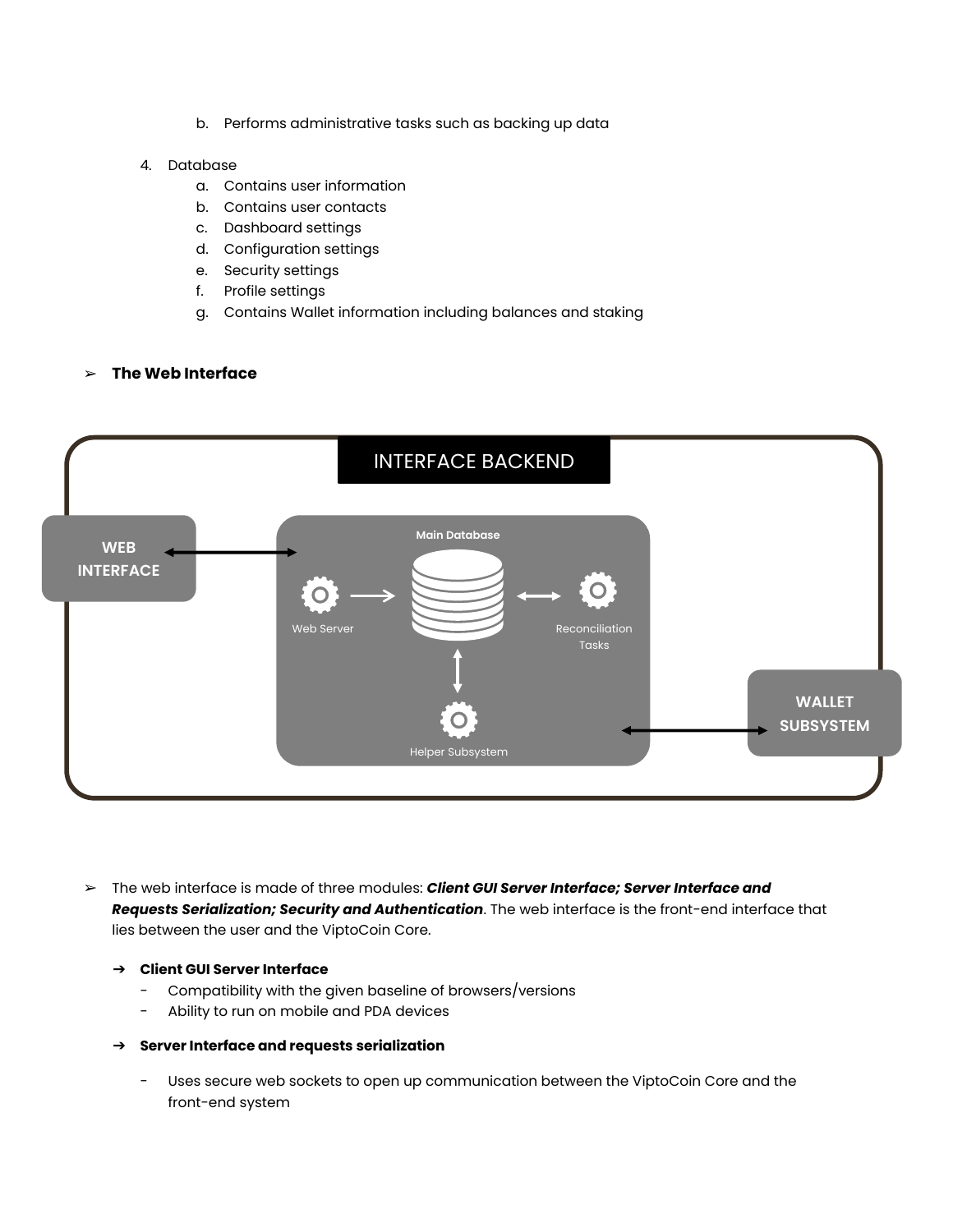b. Performs administrative tasks such as backing up data

4. Database
   a. Contains user information
   b. Contains user contacts
   c. Dashboard settings
   d. Configuration settings
   e. Security settings
   f. Profile settings
   g. Contains Wallet information including balances and staking

➢ **The Web Interface**

INTERFACE BACKEND

WEB INTERFACE

Main Database

Web Server

Reconciliation Tasks

Helper Subsystem

WALLET SUBSYSTEM

➢ The web interface is made of three modules: ***Client GUI Server Interface; Server Interface and Requests Serialization; Security and Authentication***. The web interface is the front-end interface that lies between the user and the ViptoCoin Core.

➔ **Client GUI Server Interface**
- Compatibility with the given baseline of browsers/versions
- Ability to run on mobile and PDA devices

➔ **Server Interface and requests serialization**
- Uses secure web sockets to open up communication between the ViptoCoin Core and the front-end system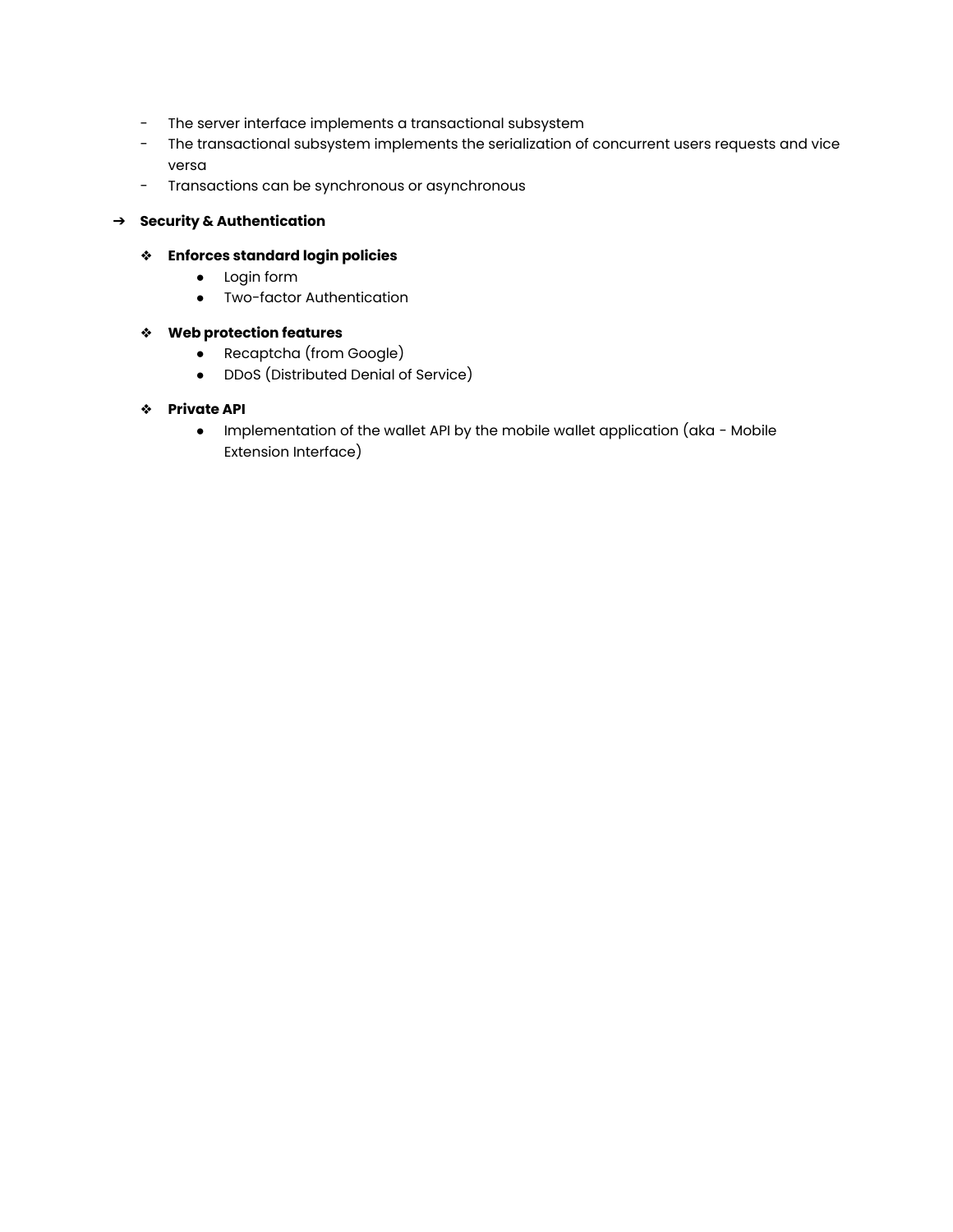- The server interface implements a transactional subsystem
- The transactional subsystem implements the serialization of concurrent users requests and vice versa
- Transactions can be synchronous or asynchronous

➔ **Security & Authentication**

- **Enforces standard login policies**
  - Login form
  - Two-factor Authentication
- **Web protection features**
  - Recaptcha (from Google)
  - DDoS (Distributed Denial of Service)
- **Private API**
  - Implementation of the wallet API by the mobile wallet application (aka - Mobile Extension Interface)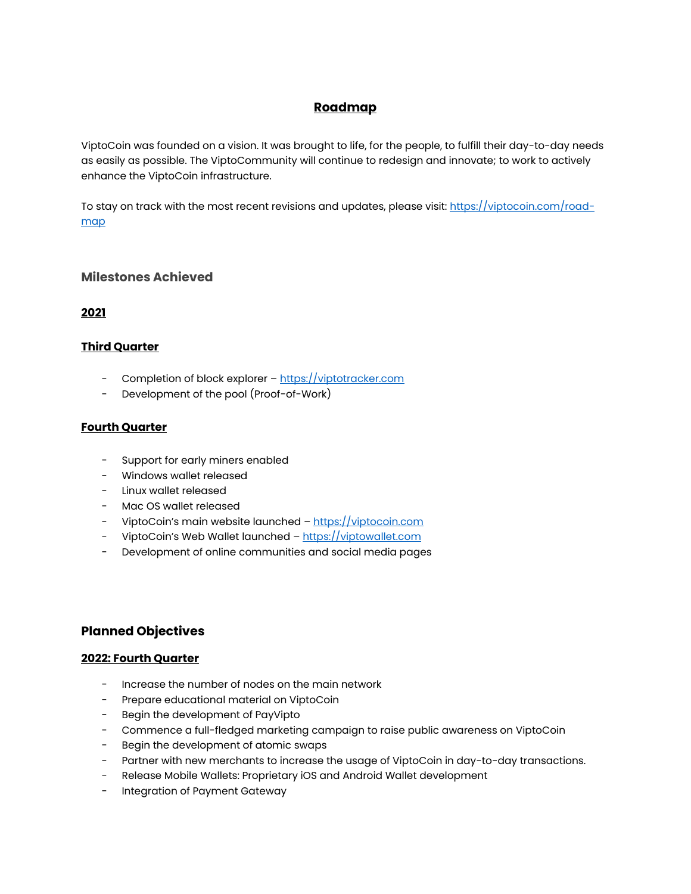# Roadmap

ViptoCoin was founded on a vision. It was brought to life, for the people, to fulfill their day-to-day needs as easily as possible. The ViptoCommunity will continue to redesign and innovate; to work to actively enhance the ViptoCoin infrastructure.

To stay on track with the most recent revisions and updates, please visit: [https://viptocoin.com/road-map](https://viptocoin.com/road-map)

## Milestones Achieved

### 2021

#### Third Quarter

- Completion of block explorer – [https://viptotracker.com](https://viptotracker.com)
- Development of the pool (Proof-of-Work)

#### Fourth Quarter

- Support for early miners enabled
- Windows wallet released
- Linux wallet released
- Mac OS wallet released
- ViptoCoin's main website launched – [https://viptocoin.com](https://viptocoin.com)
- ViptoCoin's Web Wallet launched – [https://viptowallet.com](https://viptowallet.com)
- Development of online communities and social media pages

## Planned Objectives

### 2022: Fourth Quarter

- Increase the number of nodes on the main network
- Prepare educational material on ViptoCoin
- Begin the development of PayVipto
- Commence a full-fledged marketing campaign to raise public awareness on ViptoCoin
- Begin the development of atomic swaps
- Partner with new merchants to increase the usage of ViptoCoin in day-to-day transactions.
- Release Mobile Wallets: Proprietary iOS and Android Wallet development
- Integration of Payment Gateway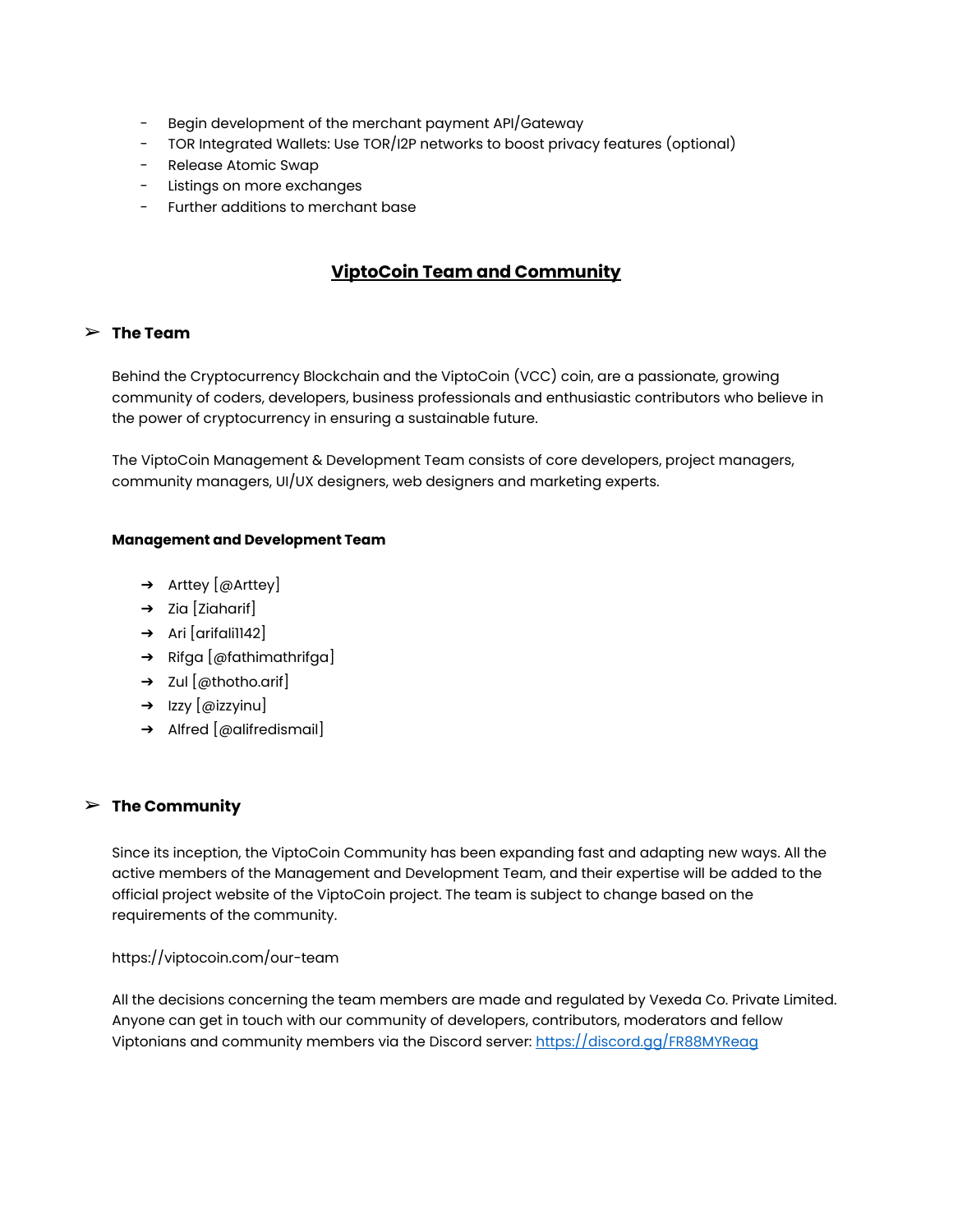- Begin development of the merchant payment API/Gateway
- TOR Integrated Wallets: Use TOR/I2P networks to boost privacy features (optional)
- Release Atomic Swap
- Listings on more exchanges
- Further additions to merchant base

## ViptoCoin Team and Community

### ➢ The Team

Behind the Cryptocurrency Blockchain and the ViptoCoin (VCC) coin, are a passionate, growing community of coders, developers, business professionals and enthusiastic contributors who believe in the power of cryptocurrency in ensuring a sustainable future.

The ViptoCoin Management & Development Team consists of core developers, project managers, community managers, UI/UX designers, web designers and marketing experts.

**Management and Development Team**

- ➔ Arttey [@Arttey]
- ➔ Zia [Ziaharif]
- ➔ Ari [arifali1142]
- ➔ Rifga [@fathimathrifga]
- ➔ Zul [@thotho.arif]
- ➔ Izzy [@izzyinu]
- ➔ Alfred [@alifredismail]

### ➢ The Community

Since its inception, the ViptoCoin Community has been expanding fast and adapting new ways. All the active members of the Management and Development Team, and their expertise will be added to the official project website of the ViptoCoin project. The team is subject to change based on the requirements of the community.

https://viptocoin.com/our-team

All the decisions concerning the team members are made and regulated by Vexeda Co. Private Limited. Anyone can get in touch with our community of developers, contributors, moderators and fellow Viptonians and community members via the Discord server: [https://discord.gg/FR88MYReag](https://discord.gg/FR88MYReag)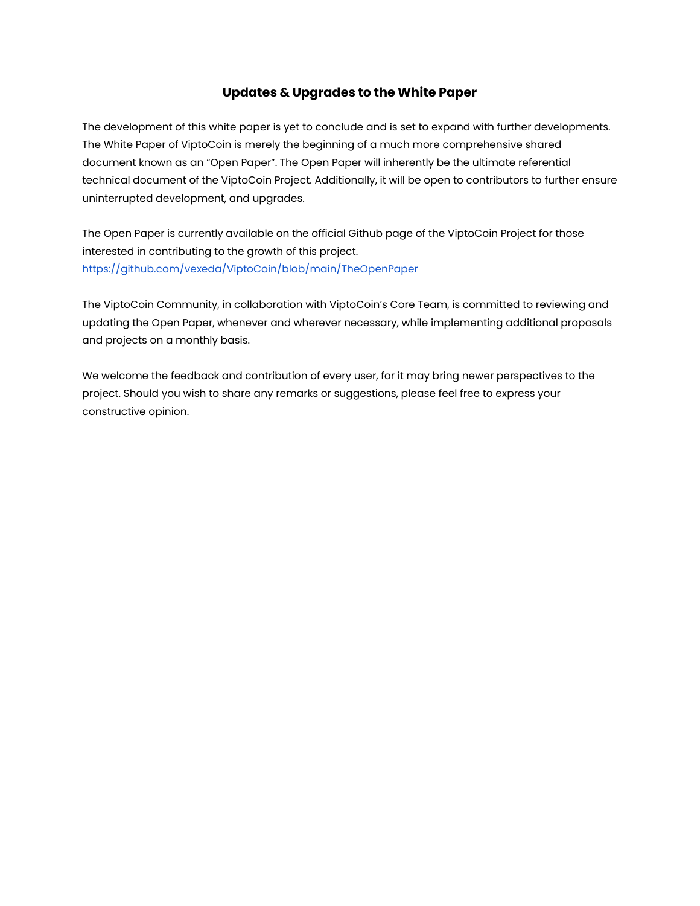## **Updates & Upgrades to the White Paper**

The development of this white paper is yet to conclude and is set to expand with further developments. The White Paper of ViptoCoin is merely the beginning of a much more comprehensive shared document known as an "Open Paper". The Open Paper will inherently be the ultimate referential technical document of the ViptoCoin Project. Additionally, it will be open to contributors to further ensure uninterrupted development, and upgrades.

The Open Paper is currently available on the official Github page of the ViptoCoin Project for those interested in contributing to the growth of this project.
[https://github.com/vexeda/ViptoCoin/blob/main/TheOpenPaper](https://github.com/vexeda/ViptoCoin/blob/main/TheOpenPaper)

The ViptoCoin Community, in collaboration with ViptoCoin's Core Team, is committed to reviewing and updating the Open Paper, whenever and wherever necessary, while implementing additional proposals and projects on a monthly basis.

We welcome the feedback and contribution of every user, for it may bring newer perspectives to the project. Should you wish to share any remarks or suggestions, please feel free to express your constructive opinion.